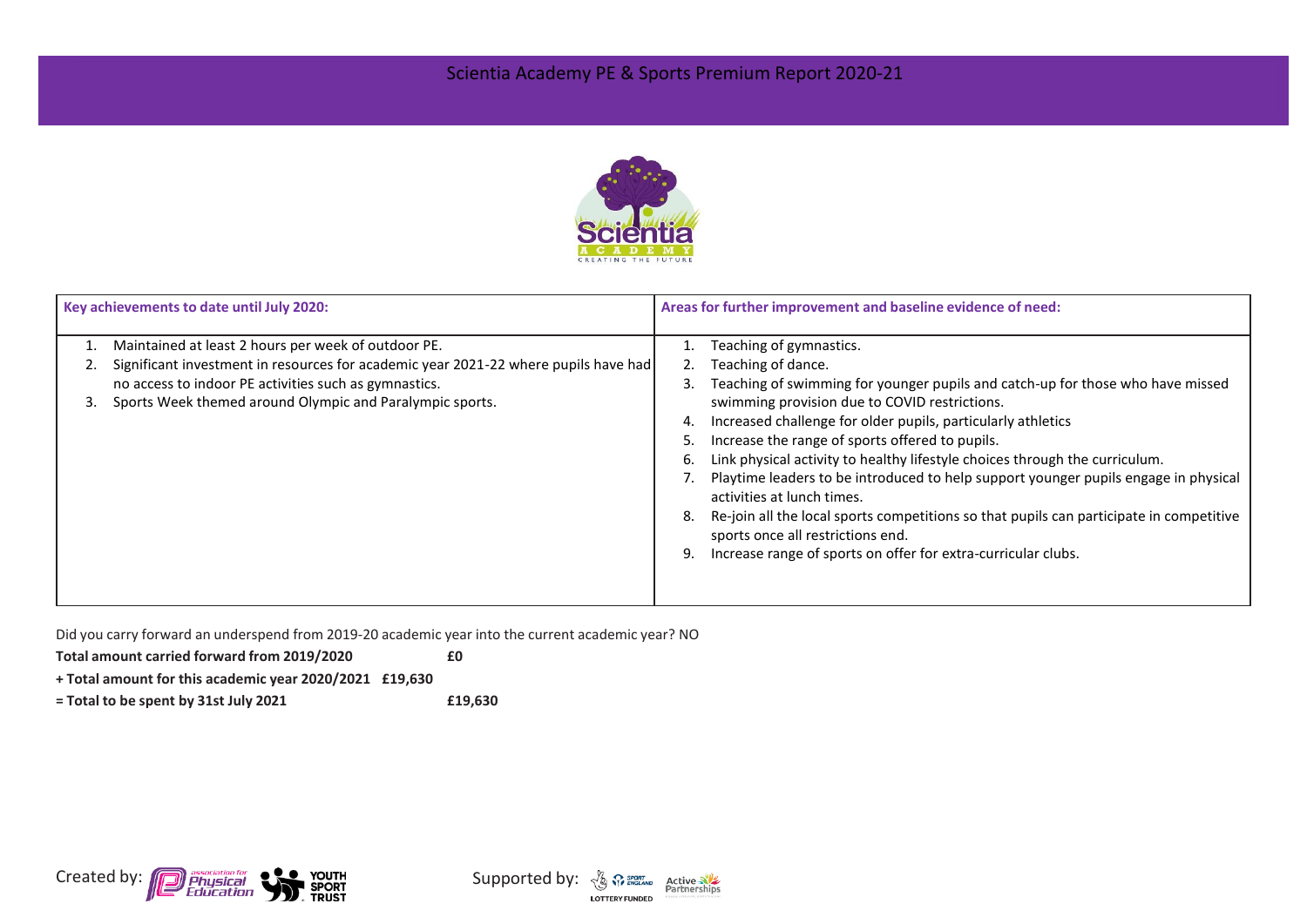# Scientia Academy PE & Sports Premium Report 2020-21

| Key achievements to date until July 2020: | Areas for further improvement and baseline evidence of need: |
|---|---|
| 1. Maintained at least 2 hours per week of outdoor PE.<br>2. Significant investment in resources for academic year 2021-22 where pupils have had no access to indoor PE activities such as gymnastics.<br>3. Sports Week themed around Olympic and Paralympic sports. | 1. Teaching of gymnastics.<br>2. Teaching of dance.<br>3. Teaching of swimming for younger pupils and catch-up for those who have missed swimming provision due to COVID restrictions.<br>4. Increased challenge for older pupils, particularly athletics<br>5. Increase the range of sports offered to pupils.<br>6. Link physical activity to healthy lifestyle choices through the curriculum.<br>7. Playtime leaders to be introduced to help support younger pupils engage in physical activities at lunch times.<br>8. Re-join all the local sports competitions so that pupils can participate in competitive sports once all restrictions end.<br>9. Increase range of sports on offer for extra-curricular clubs. |

Did you carry forward an underspend from 2019-20 academic year into the current academic year? NO

**Total amount carried forward from 2019/2020** **£0**

**+ Total amount for this academic year 2020/2021** **£19,630**

**= Total to be spent by 31st July 2021** **£19,630**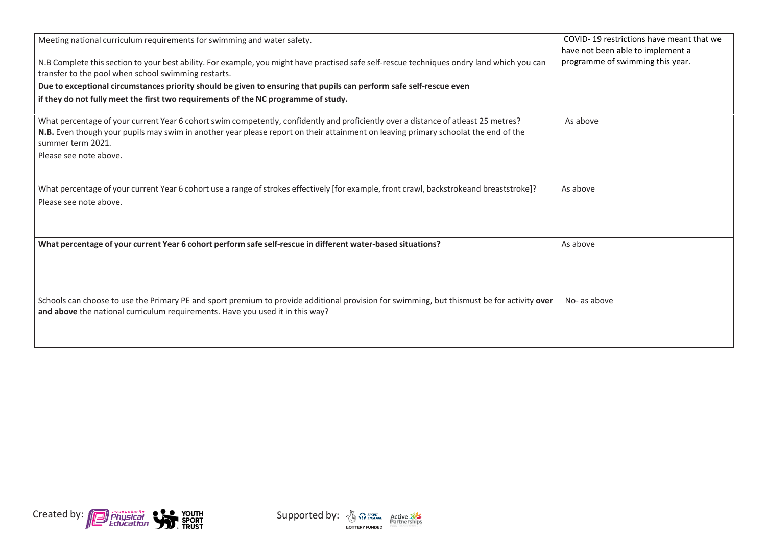| | |
|---|---|
| Meeting national curriculum requirements for swimming and water safety.<br><br>N.B Complete this section to your best ability. For example, you might have practised safe self-rescue techniques ondry land which you can transfer to the pool when school swimming restarts.<br>**Due to exceptional circumstances priority should be given to ensuring that pupils can perform safe self-rescue even if they do not fully meet the first two requirements of the NC programme of study.** | COVID- 19 restrictions have meant that we have not been able to implement a programme of swimming this year. |
| What percentage of your current Year 6 cohort swim competently, confidently and proficiently over a distance of atleast 25 metres?<br>**N.B.** Even though your pupils may swim in another year please report on their attainment on leaving primary schoolat the end of the summer term 2021.<br>Please see note above. | As above |
| What percentage of your current Year 6 cohort use a range of strokes effectively [for example, front crawl, backstrokeand breaststroke]?<br>Please see note above. | As above |
| **What percentage of your current Year 6 cohort perform safe self-rescue in different water-based situations?** | As above |
| Schools can choose to use the Primary PE and sport premium to provide additional provision for swimming, but thismust be for activity **over and above** the national curriculum requirements. Have you used it in this way? | No- as above |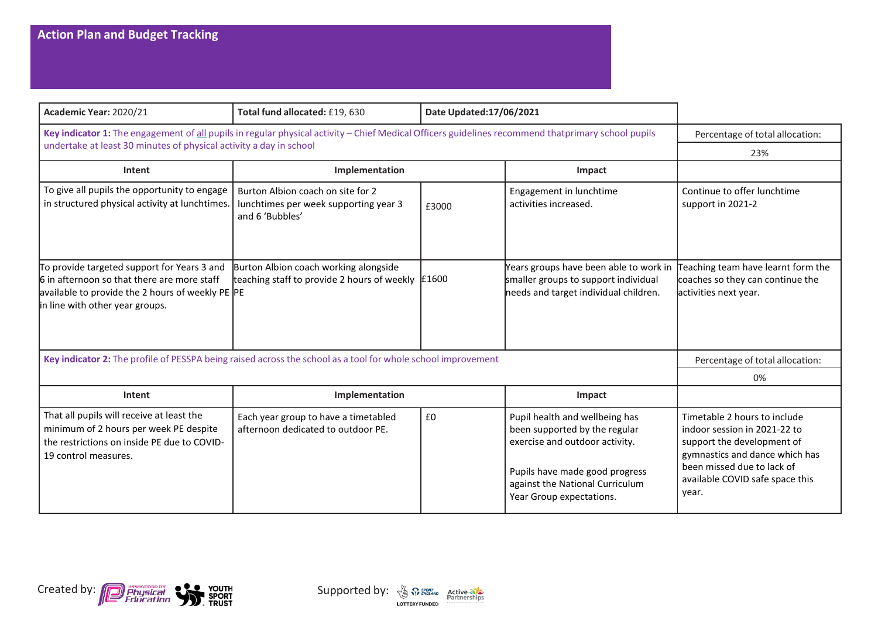## Action Plan and Budget Tracking

| **Academic Year:** 2020/21 | **Total fund allocated:** £19, 630 | **Date Updated:17/06/2021** | | |
|---|---|---|---|---|
| **Key indicator 1:** The engagement of all pupils in regular physical activity – Chief Medical Officers guidelines recommend thatprimary school pupils undertake at least 30 minutes of physical activity a day in school | | | | Percentage of total allocation: 23% |
| **Intent** | **Implementation** | | **Impact** | |
| To give all pupils the opportunity to engage in structured physical activity at lunchtimes. | Burton Albion coach on site for 2 lunchtimes per week supporting year 3 and 6 'Bubbles' | £3000 | Engagement in lunchtime activities increased. | Continue to offer lunchtime support in 2021-2 |
| To provide targeted support for Years 3 and 6 in afternoon so that there are more staff available to provide the 2 hours of weekly PE in line with other year groups. | Burton Albion coach working alongside teaching staff to provide 2 hours of weekly PE | £1600 | Years groups have been able to work in smaller groups to support individual needs and target individual children. | Teaching team have learnt form the coaches so they can continue the activities next year. |
| **Key indicator 2:** The profile of PESSPA being raised across the school as a tool for whole school improvement | | | | Percentage of total allocation: 0% |
| **Intent** | **Implementation** | | **Impact** | |
| That all pupils will receive at least the minimum of 2 hours per week PE despite the restrictions on inside PE due to COVID-19 control measures. | Each year group to have a timetabled afternoon dedicated to outdoor PE. | £0 | Pupil health and wellbeing has been supported by the regular exercise and outdoor activity.<br><br>Pupils have made good progress against the National Curriculum Year Group expectations. | Timetable 2 hours to include indoor session in 2021-22 to support the development of gymnastics and dance which has been missed due to lack of available COVID safe space this year. |

Created by: Association for Physical Education, Youth Sport Trust

Supported by: Sport England, Lottery Funded, Active Partnerships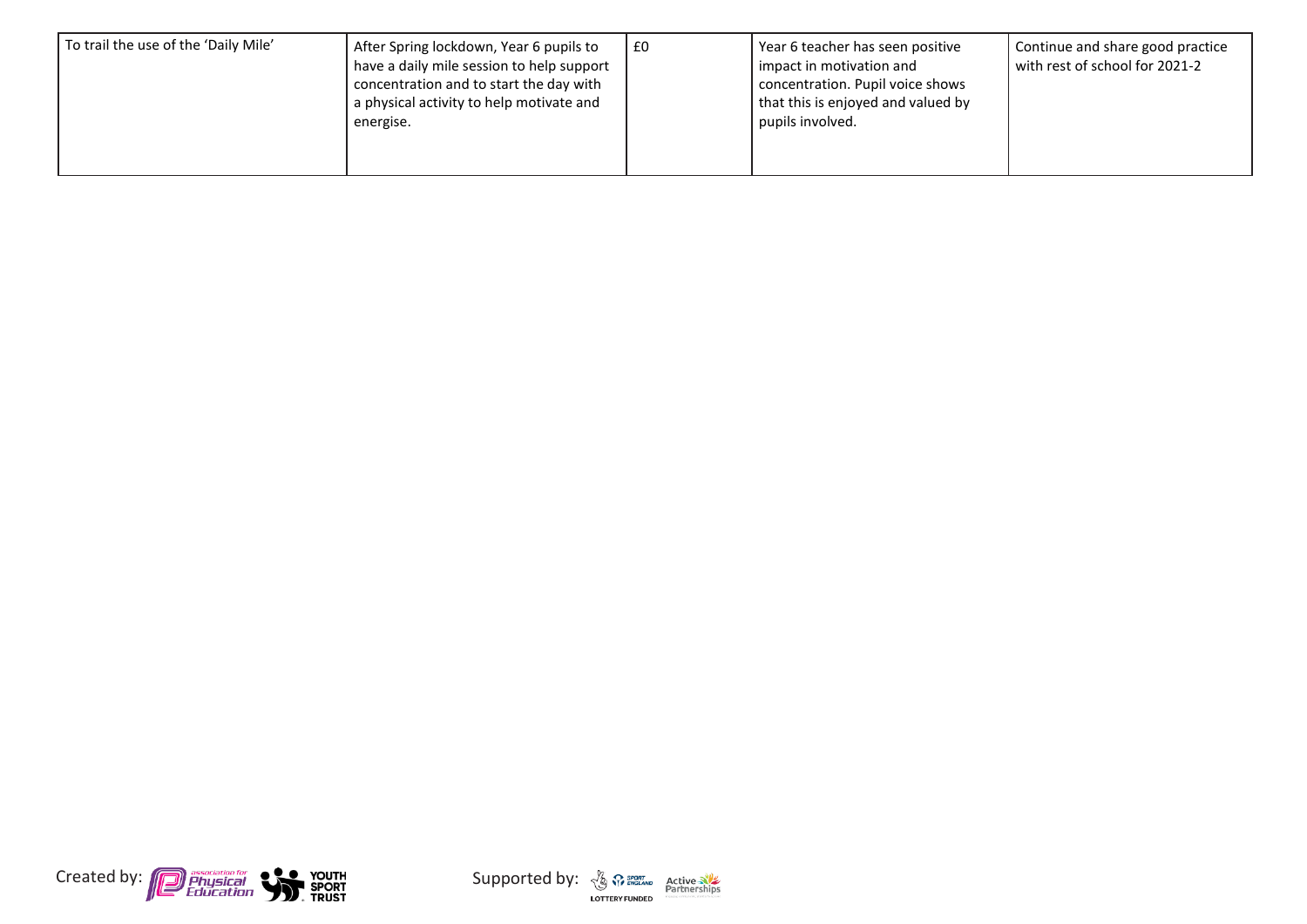| | | | | |
|---|---|---|---|---|
| To trail the use of the 'Daily Mile' | After Spring lockdown, Year 6 pupils to have a daily mile session to help support concentration and to start the day with a physical activity to help motivate and energise. | £0 | Year 6 teacher has seen positive impact in motivation and concentration. Pupil voice shows that this is enjoyed and valued by pupils involved. | Continue and share good practice with rest of school for 2021-2 |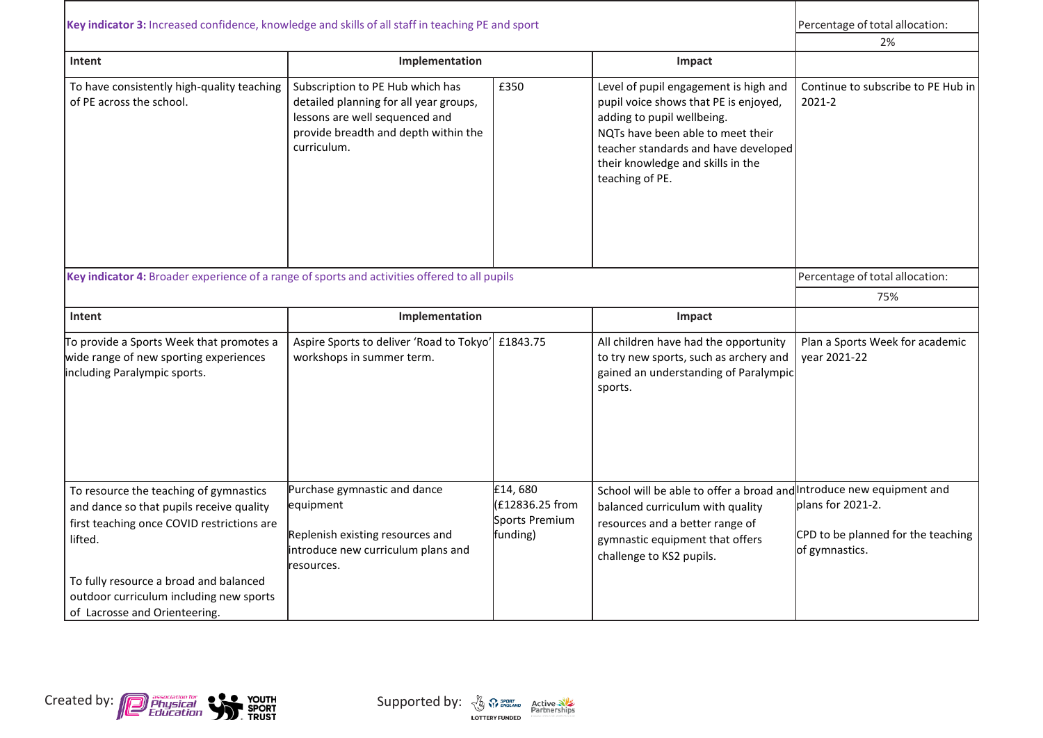| **Key indicator 3:** Increased confidence, knowledge and skills of all staff in teaching PE and sport | | | | Percentage of total allocation: 2% |
|---|---|---|---|---|
| **Intent** | **Implementation** | | **Impact** | |
| To have consistently high-quality teaching of PE across the school. | Subscription to PE Hub which has detailed planning for all year groups, lessons are well sequenced and provide breadth and depth within the curriculum. | £350 | Level of pupil engagement is high and pupil voice shows that PE is enjoyed, adding to pupil wellbeing. NQTs have been able to meet their teacher standards and have developed their knowledge and skills in the teaching of PE. | Continue to subscribe to PE Hub in 2021-2 |

| **Key indicator 4:** Broader experience of a range of sports and activities offered to all pupils | | | | Percentage of total allocation: 75% |
|---|---|---|---|---|
| **Intent** | **Implementation** | | **Impact** | |
| To provide a Sports Week that promotes a wide range of new sporting experiences including Paralympic sports. | Aspire Sports to deliver 'Road to Tokyo' workshops in summer term. | £1843.75 | All children have had the opportunity to try new sports, such as archery and gained an understanding of Paralympic sports. | Plan a Sports Week for academic year 2021-22 |
| To resource the teaching of gymnastics and dance so that pupils receive quality first teaching once COVID restrictions are lifted.<br><br>To fully resource a broad and balanced outdoor curriculum including new sports of Lacrosse and Orienteering. | Purchase gymnastic and dance equipment<br><br>Replenish existing resources and introduce new curriculum plans and resources. | £14, 680 (£12836.25 from Sports Premium funding) | School will be able to offer a broad and balanced curriculum with quality resources and a better range of gymnastic equipment that offers challenge to KS2 pupils. | Introduce new equipment and plans for 2021-2.<br><br>CPD to be planned for the teaching of gymnastics. |

Created by: Association for Physical Education, Youth Sport Trust    Supported by: Sport England Lottery Funded, Active Partnerships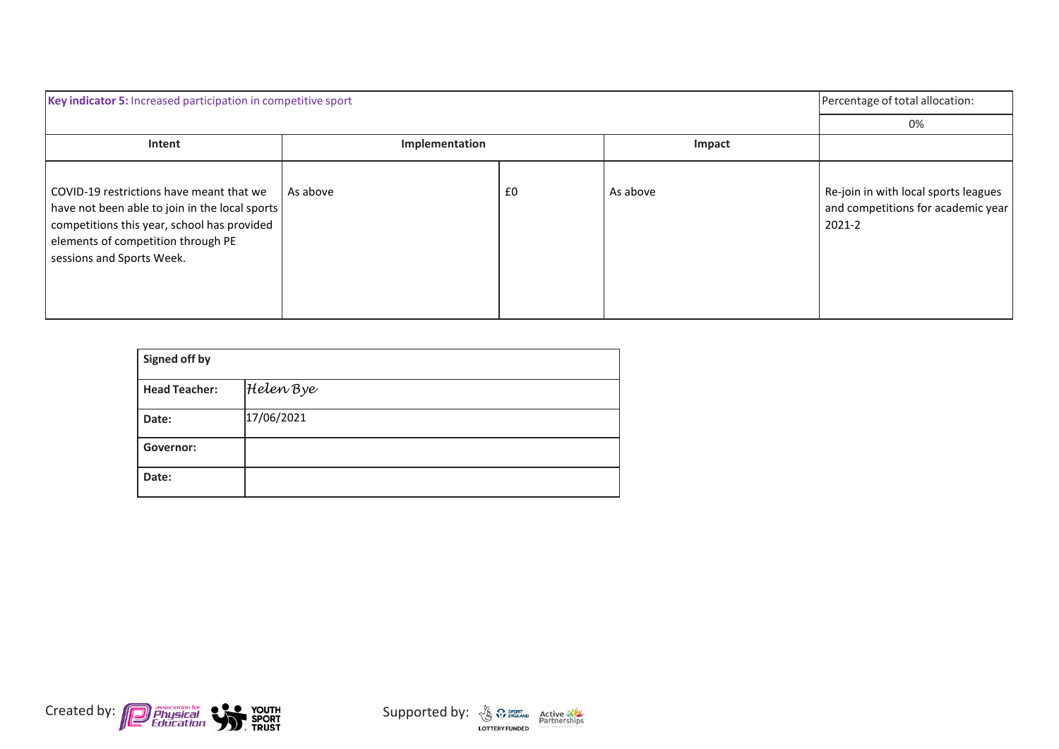| Key indicator 5: Increased participation in competitive sport | | | | Percentage of total allocation: |
|---|---|---|---|---|
| | | | | 0% |
| Intent | Implementation | | Impact | |
| COVID-19 restrictions have meant that we have not been able to join in the local sports competitions this year, school has provided elements of competition through PE sessions and Sports Week. | As above | £0 | As above | Re-join in with local sports leagues and competitions for academic year 2021-2 |

| Signed off by | |
|---|---|
| Head Teacher: | *Helen Bye* |
| Date: | 17/06/2021 |
| Governor: | |
| Date: | |

Created by: association for Physical Education, Youth Sport Trust

Supported by: Lottery Funded, Sport England, Active Partnerships